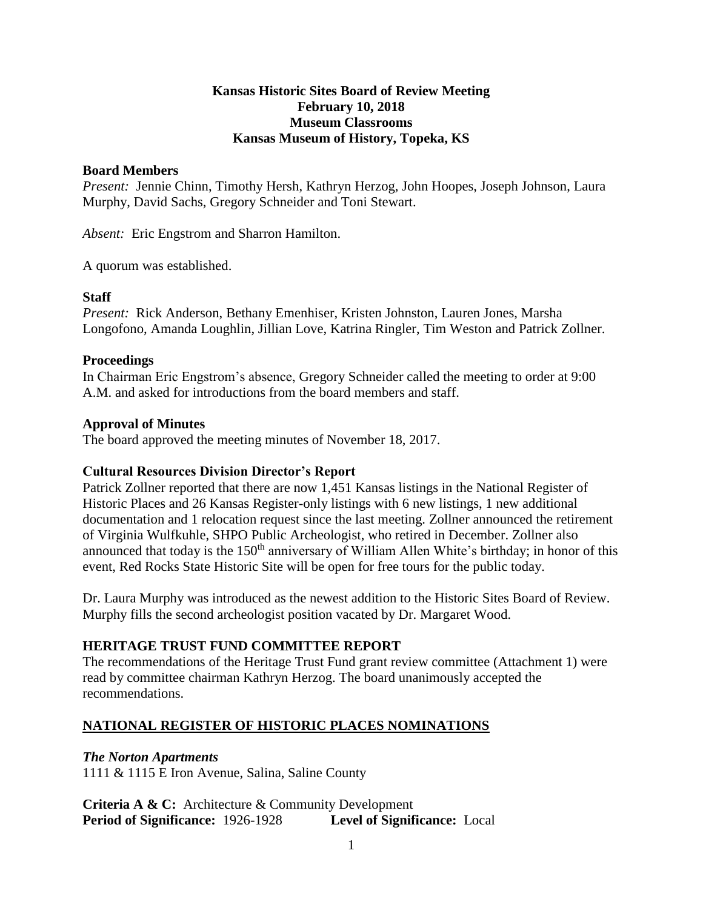# Kansas Historic Sites Board of Review Meeting
## February 10, 2018
## Museum Classrooms
## Kansas Museum of History, Topeka, KS

**Board Members**

*Present:* Jennie Chinn, Timothy Hersh, Kathryn Herzog, John Hoopes, Joseph Johnson, Laura Murphy, David Sachs, Gregory Schneider and Toni Stewart.

*Absent:* Eric Engstrom and Sharron Hamilton.

A quorum was established.

**Staff**

*Present:* Rick Anderson, Bethany Emenhiser, Kristen Johnston, Lauren Jones, Marsha Longofono, Amanda Loughlin, Jillian Love, Katrina Ringler, Tim Weston and Patrick Zollner.

**Proceedings**

In Chairman Eric Engstrom's absence, Gregory Schneider called the meeting to order at 9:00 A.M. and asked for introductions from the board members and staff.

**Approval of Minutes**

The board approved the meeting minutes of November 18, 2017.

**Cultural Resources Division Director's Report**

Patrick Zollner reported that there are now 1,451 Kansas listings in the National Register of Historic Places and 26 Kansas Register-only listings with 6 new listings, 1 new additional documentation and 1 relocation request since the last meeting. Zollner announced the retirement of Virginia Wulfkuhle, SHPO Public Archeologist, who retired in December. Zollner also announced that today is the 150th anniversary of William Allen White's birthday; in honor of this event, Red Rocks State Historic Site will be open for free tours for the public today.

Dr. Laura Murphy was introduced as the newest addition to the Historic Sites Board of Review. Murphy fills the second archeologist position vacated by Dr. Margaret Wood.

**HERITAGE TRUST FUND COMMITTEE REPORT**

The recommendations of the Heritage Trust Fund grant review committee (Attachment 1) were read by committee chairman Kathryn Herzog. The board unanimously accepted the recommendations.

**NATIONAL REGISTER OF HISTORIC PLACES NOMINATIONS**

***The Norton Apartments***

1111 & 1115 E Iron Avenue, Salina, Saline County

**Criteria A & C:** Architecture & Community Development

**Period of Significance:** 1926-1928 **Level of Significance:** Local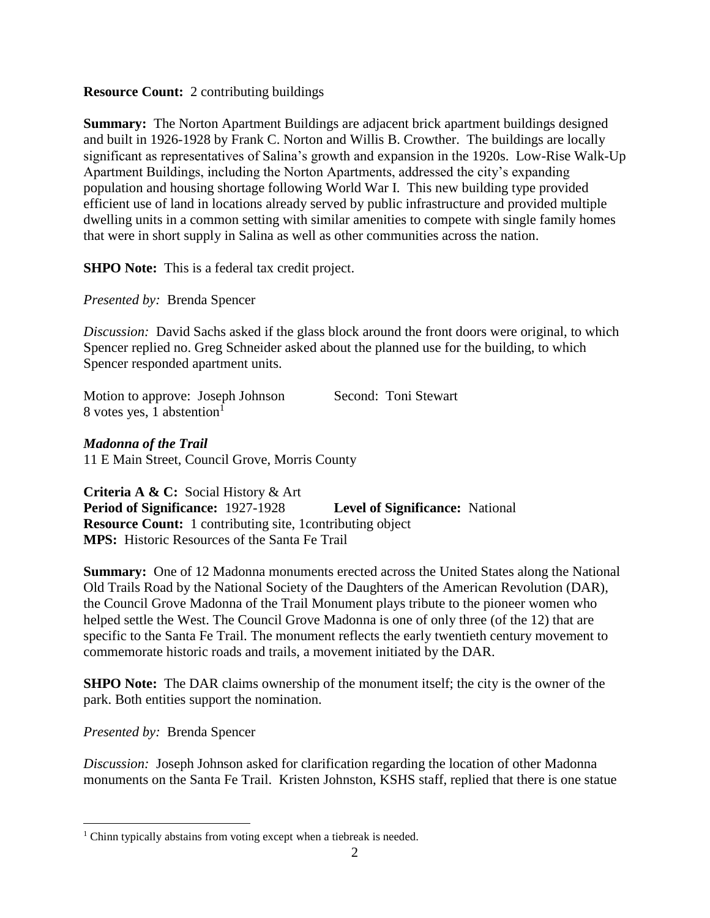**Resource Count:** 2 contributing buildings

**Summary:** The Norton Apartment Buildings are adjacent brick apartment buildings designed and built in 1926-1928 by Frank C. Norton and Willis B. Crowther. The buildings are locally significant as representatives of Salina's growth and expansion in the 1920s. Low-Rise Walk-Up Apartment Buildings, including the Norton Apartments, addressed the city's expanding population and housing shortage following World War I. This new building type provided efficient use of land in locations already served by public infrastructure and provided multiple dwelling units in a common setting with similar amenities to compete with single family homes that were in short supply in Salina as well as other communities across the nation.

**SHPO Note:** This is a federal tax credit project.

*Presented by:* Brenda Spencer

*Discussion:* David Sachs asked if the glass block around the front doors were original, to which Spencer replied no. Greg Schneider asked about the planned use for the building, to which Spencer responded apartment units.

Motion to approve: Joseph Johnson Second: Toni Stewart
8 votes yes, 1 abstention[1]

***Madonna of the Trail***
11 E Main Street, Council Grove, Morris County

**Criteria A & C:** Social History & Art
**Period of Significance:** 1927-1928 **Level of Significance:** National
**Resource Count:** 1 contributing site, 1contributing object
**MPS:** Historic Resources of the Santa Fe Trail

**Summary:** One of 12 Madonna monuments erected across the United States along the National Old Trails Road by the National Society of the Daughters of the American Revolution (DAR), the Council Grove Madonna of the Trail Monument plays tribute to the pioneer women who helped settle the West. The Council Grove Madonna is one of only three (of the 12) that are specific to the Santa Fe Trail. The monument reflects the early twentieth century movement to commemorate historic roads and trails, a movement initiated by the DAR.

**SHPO Note:** The DAR claims ownership of the monument itself; the city is the owner of the park. Both entities support the nomination.

*Presented by:* Brenda Spencer

*Discussion:* Joseph Johnson asked for clarification regarding the location of other Madonna monuments on the Santa Fe Trail. Kristen Johnston, KSHS staff, replied that there is one statue

[1] Chinn typically abstains from voting except when a tiebreak is needed.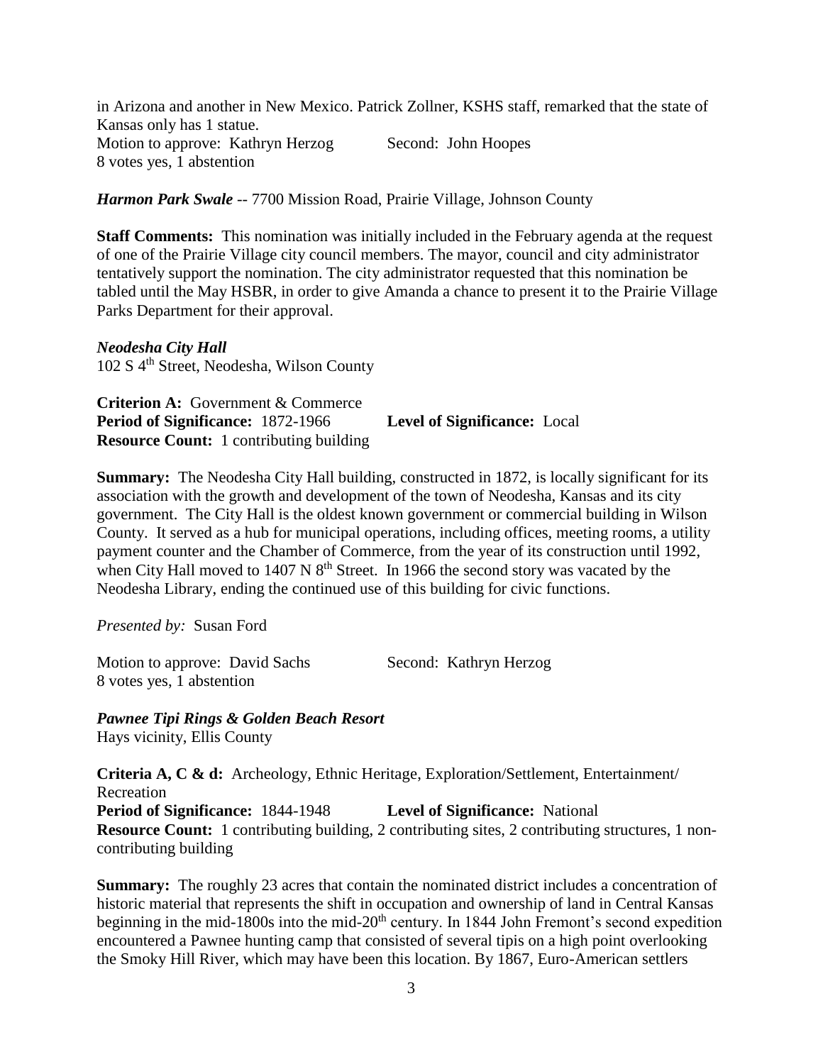in Arizona and another in New Mexico. Patrick Zollner, KSHS staff, remarked that the state of Kansas only has 1 statue.
Motion to approve: Kathryn Herzog Second: John Hoopes
8 votes yes, 1 abstention

***Harmon Park Swale*** -- 7700 Mission Road, Prairie Village, Johnson County

**Staff Comments:** This nomination was initially included in the February agenda at the request of one of the Prairie Village city council members. The mayor, council and city administrator tentatively support the nomination. The city administrator requested that this nomination be tabled until the May HSBR, in order to give Amanda a chance to present it to the Prairie Village Parks Department for their approval.

***Neodesha City Hall***
102 S 4th Street, Neodesha, Wilson County

**Criterion A:** Government & Commerce
**Period of Significance:** 1872-1966 **Level of Significance:** Local
**Resource Count:** 1 contributing building

**Summary:** The Neodesha City Hall building, constructed in 1872, is locally significant for its association with the growth and development of the town of Neodesha, Kansas and its city government. The City Hall is the oldest known government or commercial building in Wilson County. It served as a hub for municipal operations, including offices, meeting rooms, a utility payment counter and the Chamber of Commerce, from the year of its construction until 1992, when City Hall moved to 1407 N 8th Street. In 1966 the second story was vacated by the Neodesha Library, ending the continued use of this building for civic functions.

*Presented by:* Susan Ford

Motion to approve: David Sachs Second: Kathryn Herzog
8 votes yes, 1 abstention

***Pawnee Tipi Rings & Golden Beach Resort***
Hays vicinity, Ellis County

**Criteria A, C & d:** Archeology, Ethnic Heritage, Exploration/Settlement, Entertainment/ Recreation
**Period of Significance:** 1844-1948 **Level of Significance:** National
**Resource Count:** 1 contributing building, 2 contributing sites, 2 contributing structures, 1 non-contributing building

**Summary:** The roughly 23 acres that contain the nominated district includes a concentration of historic material that represents the shift in occupation and ownership of land in Central Kansas beginning in the mid-1800s into the mid-20th century. In 1844 John Fremont's second expedition encountered a Pawnee hunting camp that consisted of several tipis on a high point overlooking the Smoky Hill River, which may have been this location. By 1867, Euro-American settlers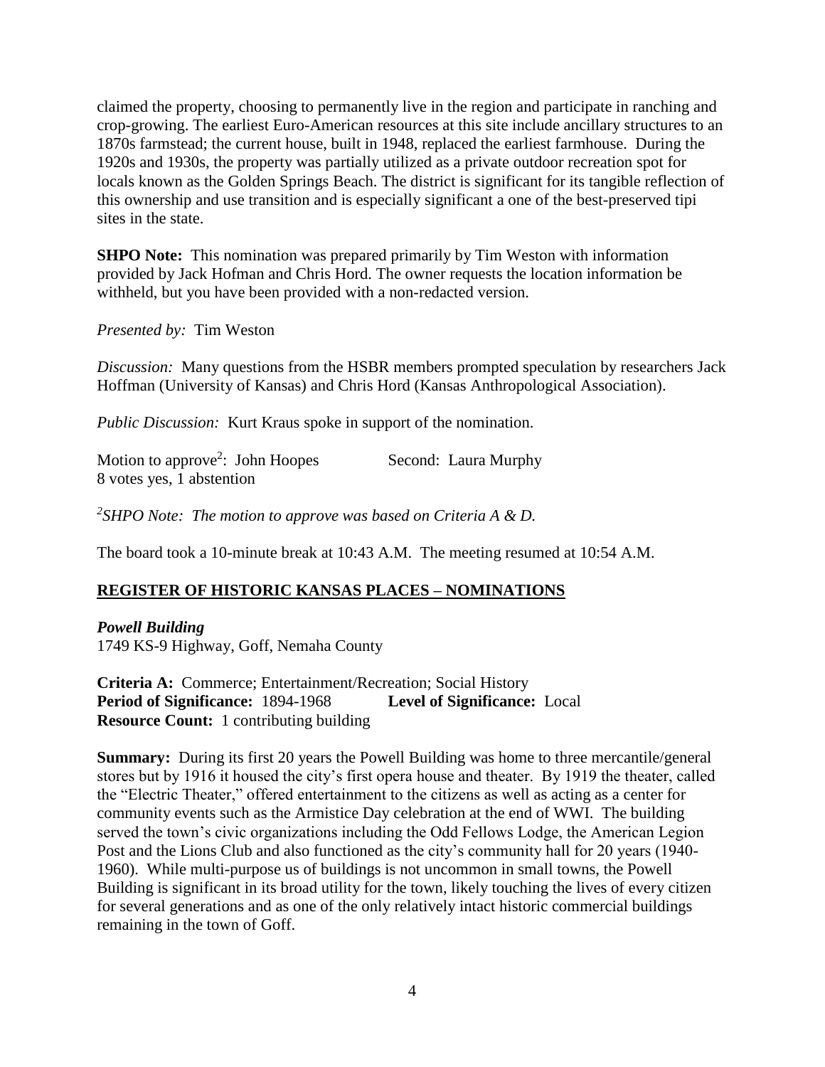claimed the property, choosing to permanently live in the region and participate in ranching and crop-growing. The earliest Euro-American resources at this site include ancillary structures to an 1870s farmstead; the current house, built in 1948, replaced the earliest farmhouse. During the 1920s and 1930s, the property was partially utilized as a private outdoor recreation spot for locals known as the Golden Springs Beach. The district is significant for its tangible reflection of this ownership and use transition and is especially significant a one of the best-preserved tipi sites in the state.

**SHPO Note:** This nomination was prepared primarily by Tim Weston with information provided by Jack Hofman and Chris Hord. The owner requests the location information be withheld, but you have been provided with a non-redacted version.

*Presented by:* Tim Weston

*Discussion:* Many questions from the HSBR members prompted speculation by researchers Jack Hoffman (University of Kansas) and Chris Hord (Kansas Anthropological Association).

*Public Discussion:* Kurt Kraus spoke in support of the nomination.

Motion to approve[2]: John Hoopes Second: Laura Murphy
8 votes yes, 1 abstention

*[2]SHPO Note: The motion to approve was based on Criteria A & D.*

The board took a 10-minute break at 10:43 A.M. The meeting resumed at 10:54 A.M.

## REGISTER OF HISTORIC KANSAS PLACES – NOMINATIONS

***Powell Building***
1749 KS-9 Highway, Goff, Nemaha County

**Criteria A:** Commerce; Entertainment/Recreation; Social History
**Period of Significance:** 1894-1968 **Level of Significance:** Local
**Resource Count:** 1 contributing building

**Summary:** During its first 20 years the Powell Building was home to three mercantile/general stores but by 1916 it housed the city's first opera house and theater. By 1919 the theater, called the "Electric Theater," offered entertainment to the citizens as well as acting as a center for community events such as the Armistice Day celebration at the end of WWI. The building served the town's civic organizations including the Odd Fellows Lodge, the American Legion Post and the Lions Club and also functioned as the city's community hall for 20 years (1940-1960). While multi-purpose us of buildings is not uncommon in small towns, the Powell Building is significant in its broad utility for the town, likely touching the lives of every citizen for several generations and as one of the only relatively intact historic commercial buildings remaining in the town of Goff.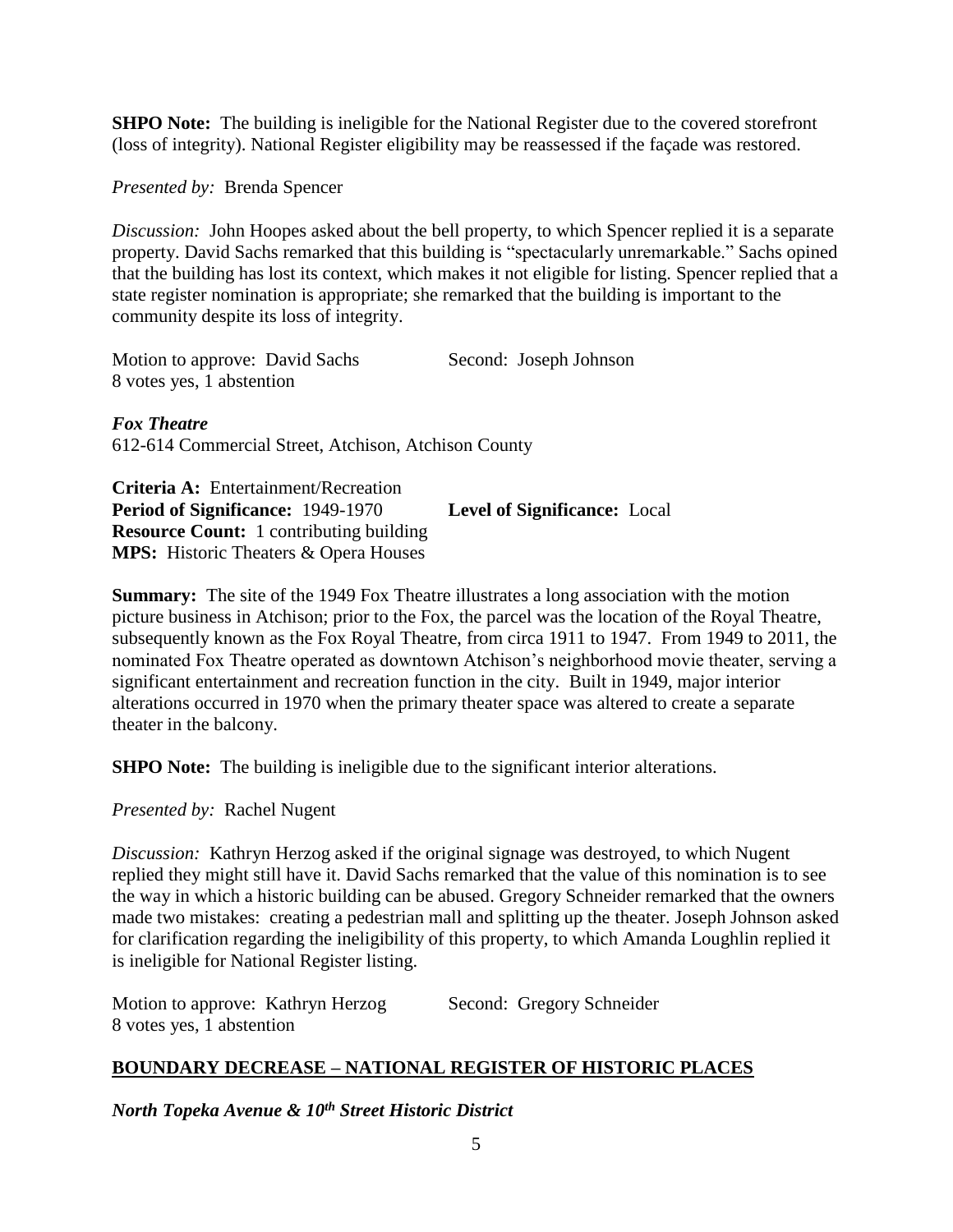**SHPO Note:** The building is ineligible for the National Register due to the covered storefront (loss of integrity). National Register eligibility may be reassessed if the façade was restored.

*Presented by:* Brenda Spencer

*Discussion:* John Hoopes asked about the bell property, to which Spencer replied it is a separate property. David Sachs remarked that this building is "spectacularly unremarkable." Sachs opined that the building has lost its context, which makes it not eligible for listing. Spencer replied that a state register nomination is appropriate; she remarked that the building is important to the community despite its loss of integrity.

Motion to approve: David Sachs Second: Joseph Johnson
8 votes yes, 1 abstention

***Fox Theatre***
612-614 Commercial Street, Atchison, Atchison County

**Criteria A:** Entertainment/Recreation
**Period of Significance:** 1949-1970 **Level of Significance:** Local
**Resource Count:** 1 contributing building
**MPS:** Historic Theaters & Opera Houses

**Summary:** The site of the 1949 Fox Theatre illustrates a long association with the motion picture business in Atchison; prior to the Fox, the parcel was the location of the Royal Theatre, subsequently known as the Fox Royal Theatre, from circa 1911 to 1947. From 1949 to 2011, the nominated Fox Theatre operated as downtown Atchison's neighborhood movie theater, serving a significant entertainment and recreation function in the city. Built in 1949, major interior alterations occurred in 1970 when the primary theater space was altered to create a separate theater in the balcony.

**SHPO Note:** The building is ineligible due to the significant interior alterations.

*Presented by:* Rachel Nugent

*Discussion:* Kathryn Herzog asked if the original signage was destroyed, to which Nugent replied they might still have it. David Sachs remarked that the value of this nomination is to see the way in which a historic building can be abused. Gregory Schneider remarked that the owners made two mistakes: creating a pedestrian mall and splitting up the theater. Joseph Johnson asked for clarification regarding the ineligibility of this property, to which Amanda Loughlin replied it is ineligible for National Register listing.

Motion to approve: Kathryn Herzog Second: Gregory Schneider
8 votes yes, 1 abstention

## BOUNDARY DECREASE – NATIONAL REGISTER OF HISTORIC PLACES

***North Topeka Avenue & 10th Street Historic District***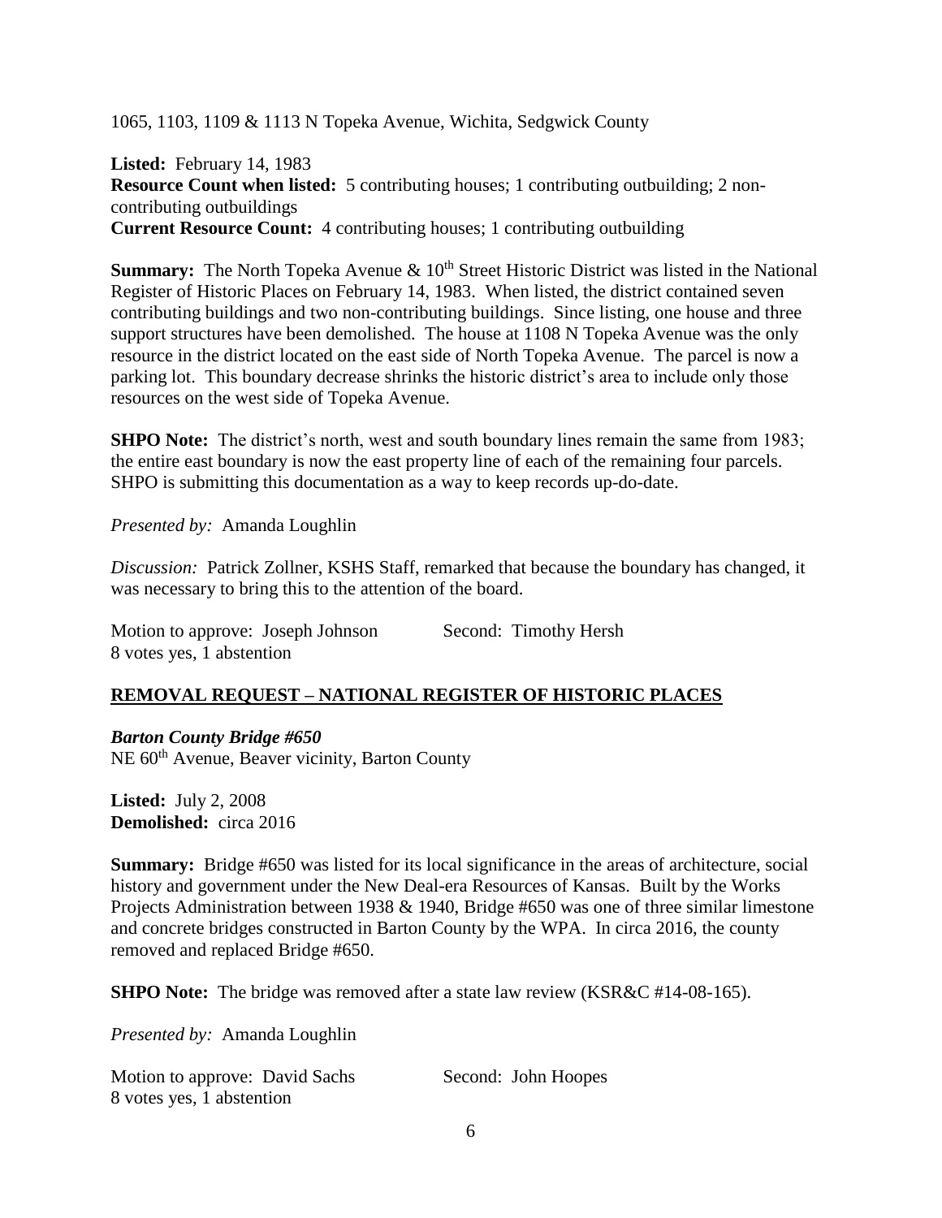1065, 1103, 1109 & 1113 N Topeka Avenue, Wichita, Sedgwick County

**Listed:** February 14, 1983
**Resource Count when listed:** 5 contributing houses; 1 contributing outbuilding; 2 non-contributing outbuildings
**Current Resource Count:** 4 contributing houses; 1 contributing outbuilding

**Summary:** The North Topeka Avenue & 10th Street Historic District was listed in the National Register of Historic Places on February 14, 1983. When listed, the district contained seven contributing buildings and two non-contributing buildings. Since listing, one house and three support structures have been demolished. The house at 1108 N Topeka Avenue was the only resource in the district located on the east side of North Topeka Avenue. The parcel is now a parking lot. This boundary decrease shrinks the historic district's area to include only those resources on the west side of Topeka Avenue.

**SHPO Note:** The district's north, west and south boundary lines remain the same from 1983; the entire east boundary is now the east property line of each of the remaining four parcels. SHPO is submitting this documentation as a way to keep records up-do-date.

*Presented by:* Amanda Loughlin

*Discussion:* Patrick Zollner, KSHS Staff, remarked that because the boundary has changed, it was necessary to bring this to the attention of the board.

Motion to approve: Joseph Johnson Second: Timothy Hersh
8 votes yes, 1 abstention

## REMOVAL REQUEST – NATIONAL REGISTER OF HISTORIC PLACES

***Barton County Bridge #650***
NE 60th Avenue, Beaver vicinity, Barton County

**Listed:** July 2, 2008
**Demolished:** circa 2016

**Summary:** Bridge #650 was listed for its local significance in the areas of architecture, social history and government under the New Deal-era Resources of Kansas. Built by the Works Projects Administration between 1938 & 1940, Bridge #650 was one of three similar limestone and concrete bridges constructed in Barton County by the WPA. In circa 2016, the county removed and replaced Bridge #650.

**SHPO Note:** The bridge was removed after a state law review (KSR&C #14-08-165).

*Presented by:* Amanda Loughlin

Motion to approve: David Sachs Second: John Hoopes
8 votes yes, 1 abstention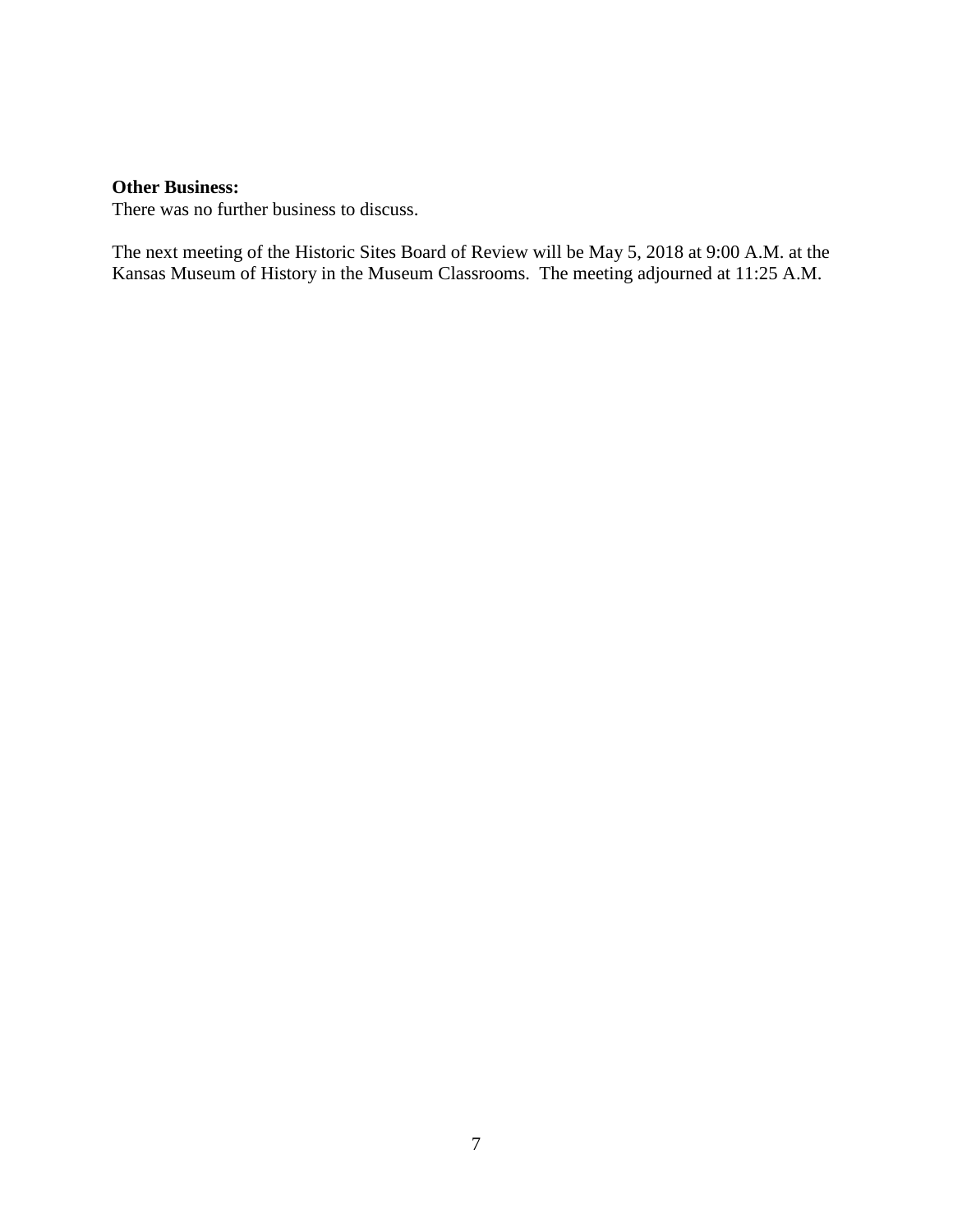**Other Business:**
There was no further business to discuss.

The next meeting of the Historic Sites Board of Review will be May 5, 2018 at 9:00 A.M. at the Kansas Museum of History in the Museum Classrooms.  The meeting adjourned at 11:25 A.M.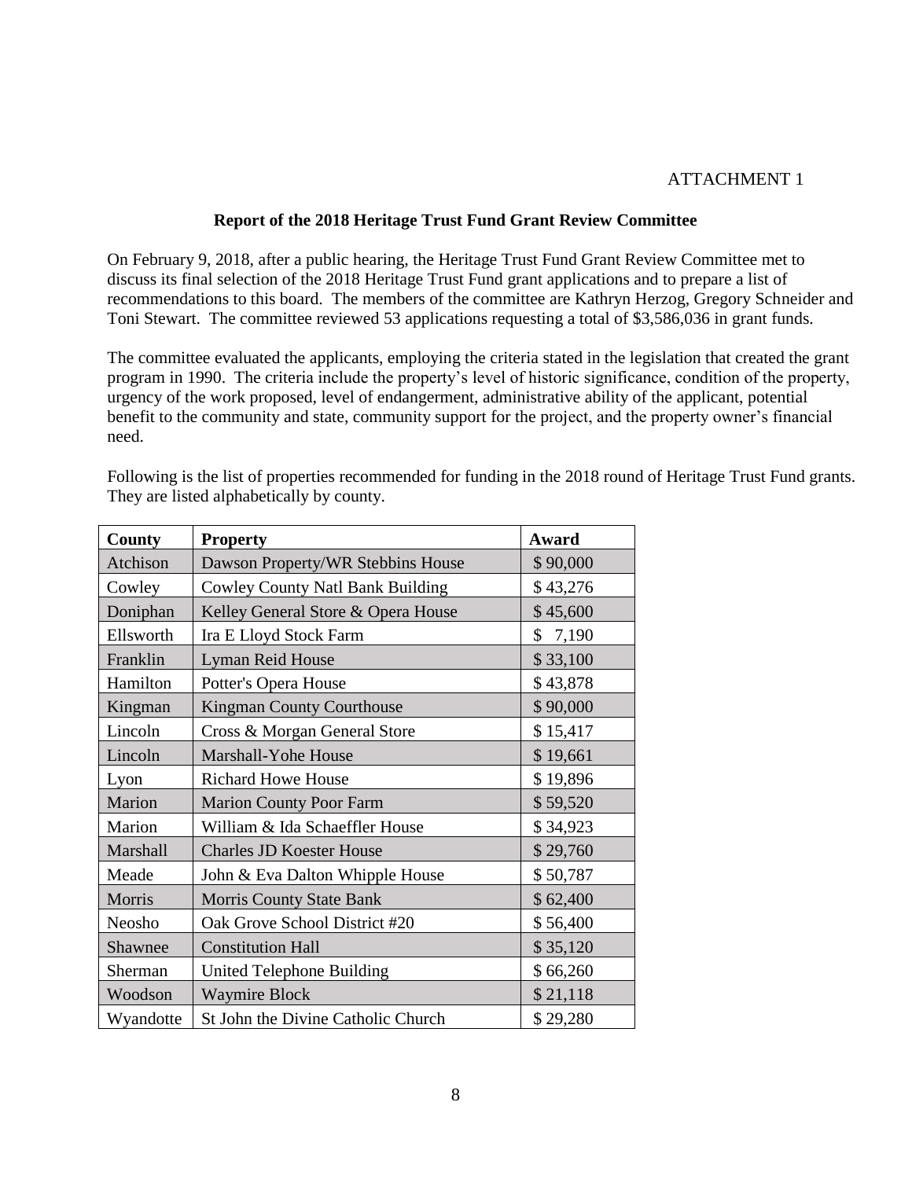ATTACHMENT 1

**Report of the 2018 Heritage Trust Fund Grant Review Committee**

On February 9, 2018, after a public hearing, the Heritage Trust Fund Grant Review Committee met to discuss its final selection of the 2018 Heritage Trust Fund grant applications and to prepare a list of recommendations to this board. The members of the committee are Kathryn Herzog, Gregory Schneider and Toni Stewart. The committee reviewed 53 applications requesting a total of $3,586,036 in grant funds.

The committee evaluated the applicants, employing the criteria stated in the legislation that created the grant program in 1990. The criteria include the property's level of historic significance, condition of the property, urgency of the work proposed, level of endangerment, administrative ability of the applicant, potential benefit to the community and state, community support for the project, and the property owner's financial need.

Following is the list of properties recommended for funding in the 2018 round of Heritage Trust Fund grants. They are listed alphabetically by county.

| County | Property | Award |
|---|---|---|
| Atchison | Dawson Property/WR Stebbins House | $ 90,000 |
| Cowley | Cowley County Natl Bank Building | $ 43,276 |
| Doniphan | Kelley General Store & Opera House | $ 45,600 |
| Ellsworth | Ira E Lloyd Stock Farm | $ 7,190 |
| Franklin | Lyman Reid House | $ 33,100 |
| Hamilton | Potter's Opera House | $ 43,878 |
| Kingman | Kingman County Courthouse | $ 90,000 |
| Lincoln | Cross & Morgan General Store | $ 15,417 |
| Lincoln | Marshall-Yohe House | $ 19,661 |
| Lyon | Richard Howe House | $ 19,896 |
| Marion | Marion County Poor Farm | $ 59,520 |
| Marion | William & Ida Schaeffler House | $ 34,923 |
| Marshall | Charles JD Koester House | $ 29,760 |
| Meade | John & Eva Dalton Whipple House | $ 50,787 |
| Morris | Morris County State Bank | $ 62,400 |
| Neosho | Oak Grove School District #20 | $ 56,400 |
| Shawnee | Constitution Hall | $ 35,120 |
| Sherman | United Telephone Building | $ 66,260 |
| Woodson | Waymire Block | $ 21,118 |
| Wyandotte | St John the Divine Catholic Church | $ 29,280 |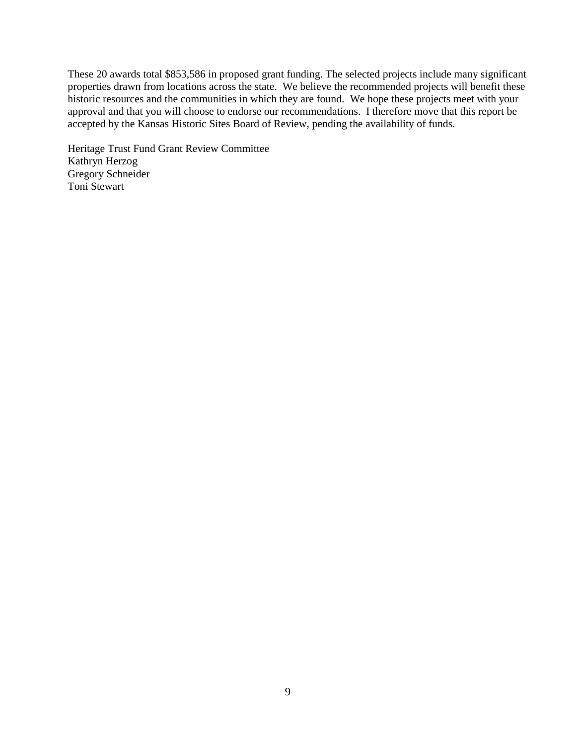These 20 awards total $853,586 in proposed grant funding. The selected projects include many significant properties drawn from locations across the state. We believe the recommended projects will benefit these historic resources and the communities in which they are found. We hope these projects meet with your approval and that you will choose to endorse our recommendations. I therefore move that this report be accepted by the Kansas Historic Sites Board of Review, pending the availability of funds.

Heritage Trust Fund Grant Review Committee  
Kathryn Herzog  
Gregory Schneider  
Toni Stewart